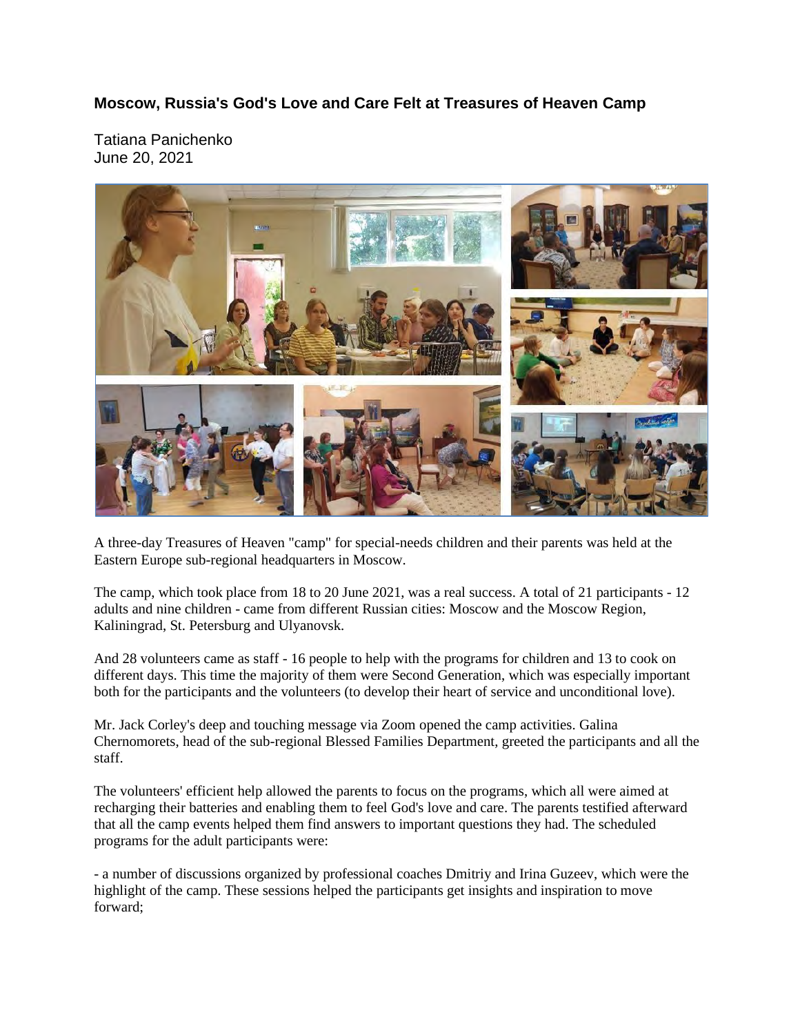# Moscow, Russia's God's Love and Care Felt at Treasures of Heaven Camp

Tatiana Panichenko
June 20, 2021

A three-day Treasures of Heaven "camp" for special-needs children and their parents was held at the Eastern Europe sub-regional headquarters in Moscow.

The camp, which took place from 18 to 20 June 2021, was a real success. A total of 21 participants - 12 adults and nine children - came from different Russian cities: Moscow and the Moscow Region, Kaliningrad, St. Petersburg and Ulyanovsk.

And 28 volunteers came as staff - 16 people to help with the programs for children and 13 to cook on different days. This time the majority of them were Second Generation, which was especially important both for the participants and the volunteers (to develop their heart of service and unconditional love).

Mr. Jack Corley's deep and touching message via Zoom opened the camp activities. Galina Chernomorets, head of the sub-regional Blessed Families Department, greeted the participants and all the staff.

The volunteers' efficient help allowed the parents to focus on the programs, which all were aimed at recharging their batteries and enabling them to feel God's love and care. The parents testified afterward that all the camp events helped them find answers to important questions they had. The scheduled programs for the adult participants were:

- a number of discussions organized by professional coaches Dmitriy and Irina Guzeev, which were the highlight of the camp. These sessions helped the participants get insights and inspiration to move forward;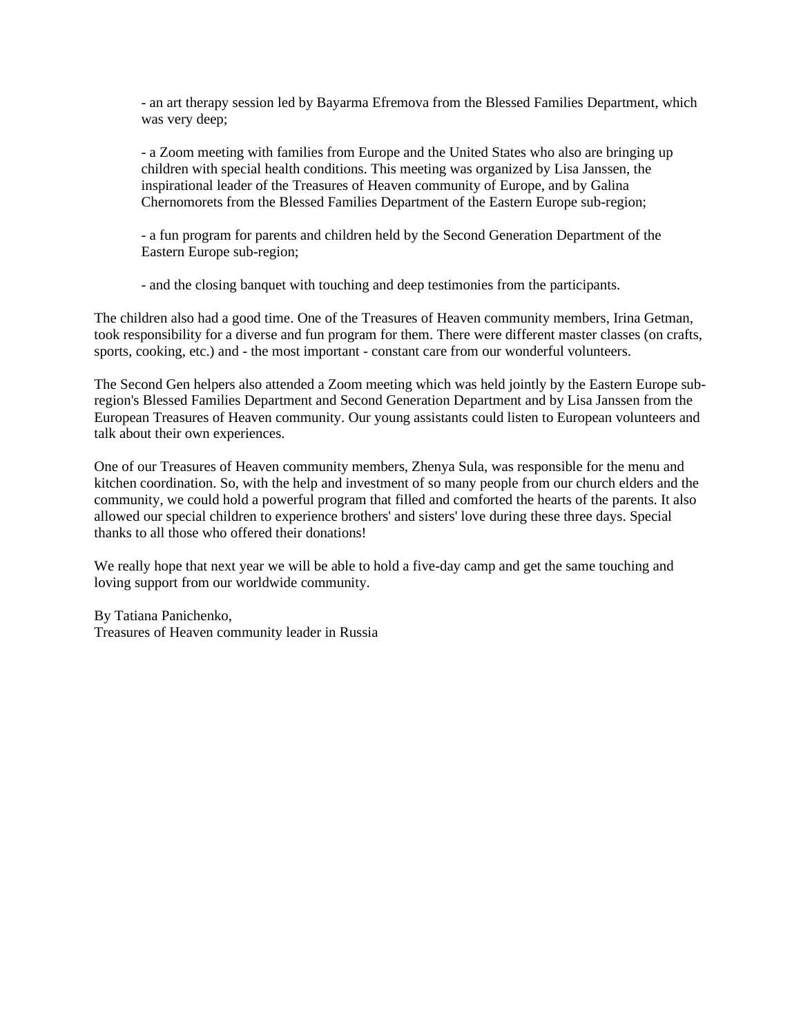- an art therapy session led by Bayarma Efremova from the Blessed Families Department, which was very deep;

- a Zoom meeting with families from Europe and the United States who also are bringing up children with special health conditions. This meeting was organized by Lisa Janssen, the inspirational leader of the Treasures of Heaven community of Europe, and by Galina Chernomorets from the Blessed Families Department of the Eastern Europe sub-region;

- a fun program for parents and children held by the Second Generation Department of the Eastern Europe sub-region;

- and the closing banquet with touching and deep testimonies from the participants.

The children also had a good time. One of the Treasures of Heaven community members, Irina Getman, took responsibility for a diverse and fun program for them. There were different master classes (on crafts, sports, cooking, etc.) and - the most important - constant care from our wonderful volunteers.

The Second Gen helpers also attended a Zoom meeting which was held jointly by the Eastern Europe sub-region's Blessed Families Department and Second Generation Department and by Lisa Janssen from the European Treasures of Heaven community. Our young assistants could listen to European volunteers and talk about their own experiences.

One of our Treasures of Heaven community members, Zhenya Sula, was responsible for the menu and kitchen coordination. So, with the help and investment of so many people from our church elders and the community, we could hold a powerful program that filled and comforted the hearts of the parents. It also allowed our special children to experience brothers' and sisters' love during these three days. Special thanks to all those who offered their donations!

We really hope that next year we will be able to hold a five-day camp and get the same touching and loving support from our worldwide community.

By Tatiana Panichenko,
Treasures of Heaven community leader in Russia